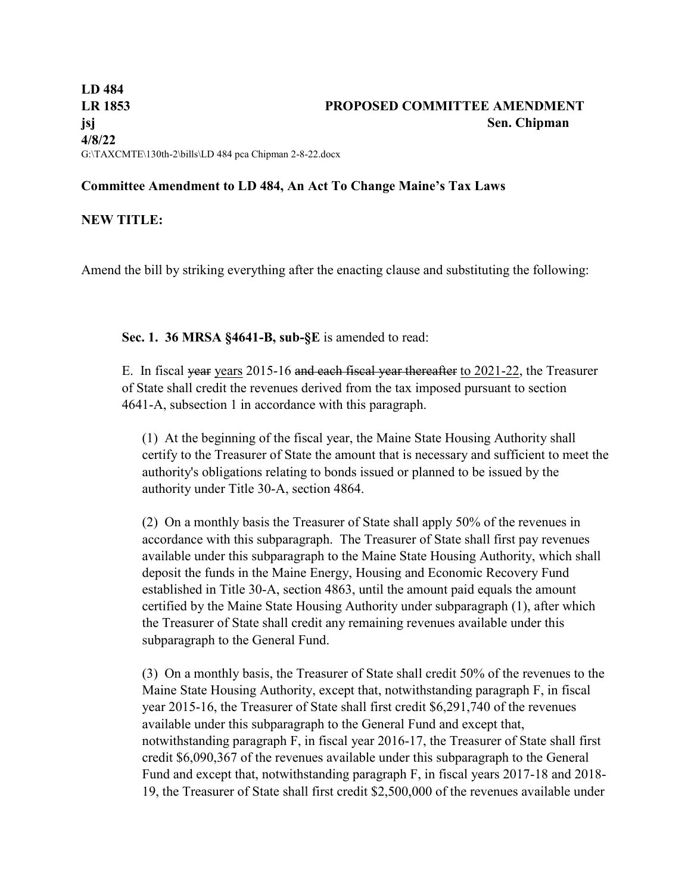**LD 484**
**LR 1853** **PROPOSED COMMITTEE AMENDMENT**
**jsj** **Sen. Chipman**
**4/8/22**
G:\TAXCMTE\130th-2\bills\LD 484 pca Chipman 2-8-22.docx

**Committee Amendment to LD 484, An Act To Change Maine's Tax Laws**

**NEW TITLE:**

Amend the bill by striking everything after the enacting clause and substituting the following:

**Sec. 1. 36 MRSA §4641-B, sub-§E** is amended to read:

E. In fiscal ~~year~~ years 2015-16 ~~and each fiscal year thereafter~~ to 2021-22, the Treasurer of State shall credit the revenues derived from the tax imposed pursuant to section 4641-A, subsection 1 in accordance with this paragraph.

(1) At the beginning of the fiscal year, the Maine State Housing Authority shall certify to the Treasurer of State the amount that is necessary and sufficient to meet the authority's obligations relating to bonds issued or planned to be issued by the authority under Title 30-A, section 4864.

(2) On a monthly basis the Treasurer of State shall apply 50% of the revenues in accordance with this subparagraph. The Treasurer of State shall first pay revenues available under this subparagraph to the Maine State Housing Authority, which shall deposit the funds in the Maine Energy, Housing and Economic Recovery Fund established in Title 30-A, section 4863, until the amount paid equals the amount certified by the Maine State Housing Authority under subparagraph (1), after which the Treasurer of State shall credit any remaining revenues available under this subparagraph to the General Fund.

(3) On a monthly basis, the Treasurer of State shall credit 50% of the revenues to the Maine State Housing Authority, except that, notwithstanding paragraph F, in fiscal year 2015-16, the Treasurer of State shall first credit $6,291,740 of the revenues available under this subparagraph to the General Fund and except that, notwithstanding paragraph F, in fiscal year 2016-17, the Treasurer of State shall first credit $6,090,367 of the revenues available under this subparagraph to the General Fund and except that, notwithstanding paragraph F, in fiscal years 2017-18 and 2018-19, the Treasurer of State shall first credit $2,500,000 of the revenues available under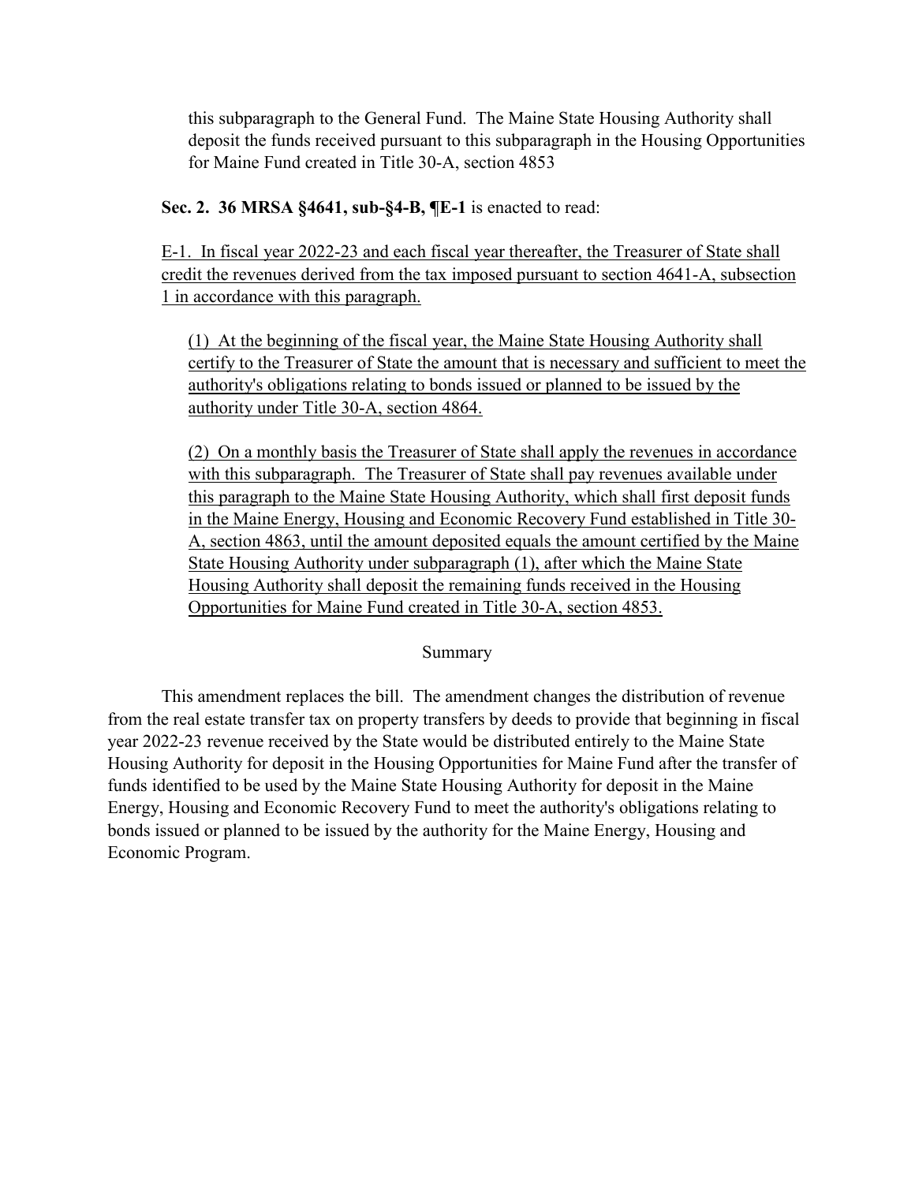this subparagraph to the General Fund. The Maine State Housing Authority shall deposit the funds received pursuant to this subparagraph in the Housing Opportunities for Maine Fund created in Title 30-A, section 4853

**Sec. 2. 36 MRSA §4641, sub-§4-B, ¶E-1** is enacted to read:

E-1. In fiscal year 2022-23 and each fiscal year thereafter, the Treasurer of State shall credit the revenues derived from the tax imposed pursuant to section 4641-A, subsection 1 in accordance with this paragraph.

(1) At the beginning of the fiscal year, the Maine State Housing Authority shall certify to the Treasurer of State the amount that is necessary and sufficient to meet the authority's obligations relating to bonds issued or planned to be issued by the authority under Title 30-A, section 4864.

(2) On a monthly basis the Treasurer of State shall apply the revenues in accordance with this subparagraph. The Treasurer of State shall pay revenues available under this paragraph to the Maine State Housing Authority, which shall first deposit funds in the Maine Energy, Housing and Economic Recovery Fund established in Title 30-A, section 4863, until the amount deposited equals the amount certified by the Maine State Housing Authority under subparagraph (1), after which the Maine State Housing Authority shall deposit the remaining funds received in the Housing Opportunities for Maine Fund created in Title 30-A, section 4853.

## Summary

This amendment replaces the bill. The amendment changes the distribution of revenue from the real estate transfer tax on property transfers by deeds to provide that beginning in fiscal year 2022-23 revenue received by the State would be distributed entirely to the Maine State Housing Authority for deposit in the Housing Opportunities for Maine Fund after the transfer of funds identified to be used by the Maine State Housing Authority for deposit in the Maine Energy, Housing and Economic Recovery Fund to meet the authority's obligations relating to bonds issued or planned to be issued by the authority for the Maine Energy, Housing and Economic Program.